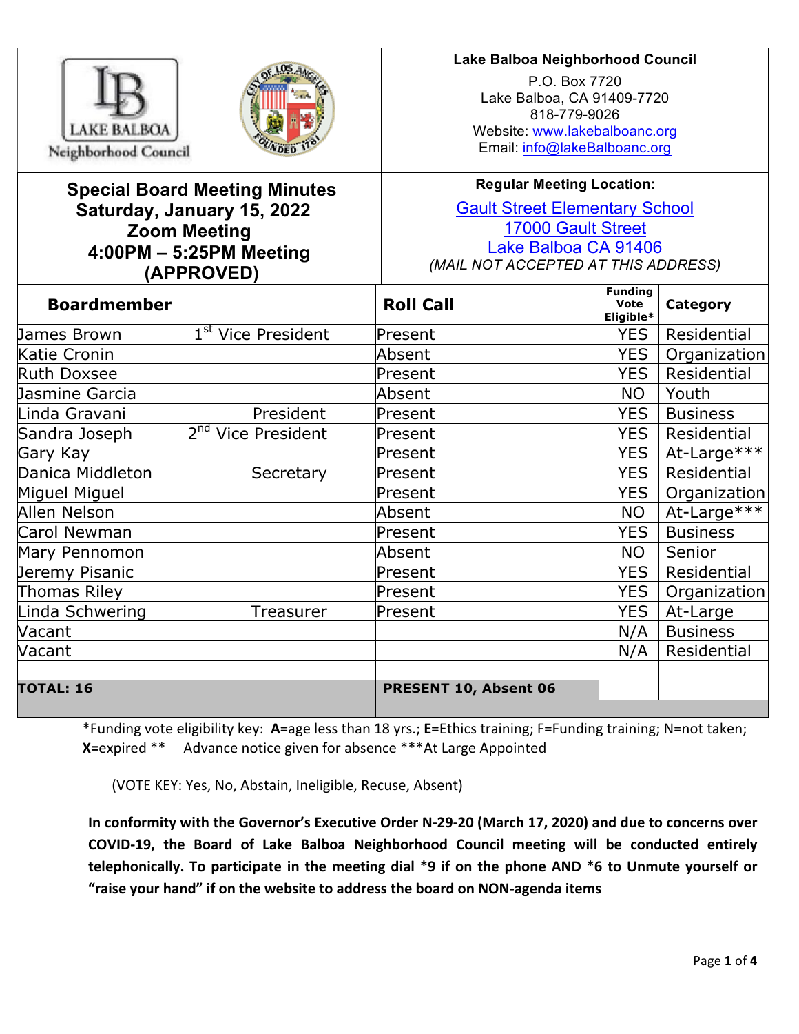Lake Balboa Neighborhood Council

**Lake Balboa Neighborhood Council**
P.O. Box 7720
Lake Balboa, CA 91409-7720
818-779-9026
Website: www.lakebalboanc.org
Email: info@lakeBalboanc.org

# Special Board Meeting Minutes
## Saturday, January 15, 2022
## Zoom Meeting
## 4:00PM – 5:25PM Meeting
## (APPROVED)

**Regular Meeting Location:**
Gault Street Elementary School
17000 Gault Street
Lake Balboa CA 91406
*(MAIL NOT ACCEPTED AT THIS ADDRESS)*

| Boardmember | | Roll Call | Funding Vote Eligible* | Category |
|---|---|---|---|---|
| James Brown | 1st Vice President | Present | YES | Residential |
| Katie Cronin | | Absent | YES | Organization |
| Ruth Doxsee | | Present | YES | Residential |
| Jasmine Garcia | | Absent | NO | Youth |
| Linda Gravani | President | Present | YES | Business |
| Sandra Joseph | 2nd Vice President | Present | YES | Residential |
| Gary Kay | | Present | YES | At-Large*** |
| Danica Middleton | Secretary | Present | YES | Residential |
| Miguel Miguel | | Present | YES | Organization |
| Allen Nelson | | Absent | NO | At-Large*** |
| Carol Newman | | Present | YES | Business |
| Mary Pennomon | | Absent | NO | Senior |
| Jeremy Pisanic | | Present | YES | Residential |
| Thomas Riley | | Present | YES | Organization |
| Linda Schwering | Treasurer | Present | YES | At-Large |
| Vacant | | | N/A | Business |
| Vacant | | | N/A | Residential |
| | | | | |
| **TOTAL: 16** | | **PRESENT 10, Absent 06** | | |

*Funding vote eligibility key: **A=**age less than 18 yrs.; **E=**Ethics training; F=Funding training; N=not taken; **X=**expired ** Advance notice given for absence ***At Large Appointed

(VOTE KEY: Yes, No, Abstain, Ineligible, Recuse, Absent)

**In conformity with the Governor's Executive Order N-29-20 (March 17, 2020) and due to concerns over COVID-19, the Board of Lake Balboa Neighborhood Council meeting will be conducted entirely telephonically. To participate in the meeting dial *9 if on the phone AND *6 to Unmute yourself or "raise your hand" if on the website to address the board on NON-agenda items**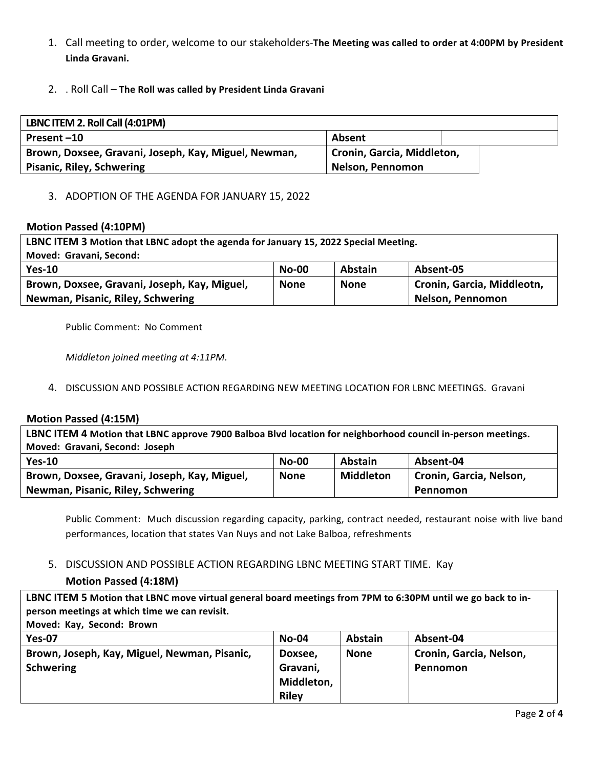1. Call meeting to order, welcome to our stakeholders-**The Meeting was called to order at 4:00PM by President Linda Gravani.**

2. . Roll Call – **The Roll was called by President Linda Gravani**

| **LBNC ITEM 2. Roll Call (4:01PM)** | |
|---|---|
| **Present –10** | **Absent** |
| **Brown, Doxsee, Gravani, Joseph, Kay, Miguel, Newman, Pisanic, Riley, Schwering** | **Cronin, Garcia, Middleton, Nelson, Pennomon** |

3. ADOPTION OF THE AGENDA FOR JANUARY 15, 2022

**Motion Passed (4:10PM)**

| **LBNC ITEM 3 Motion that LBNC adopt the agenda for January 15, 2022 Special Meeting.<br>Moved: Gravani, Second:** | | | |
|---|---|---|---|
| **Yes-10** | **No-00** | **Abstain** | **Absent-05** |
| **Brown, Doxsee, Gravani, Joseph, Kay, Miguel, Newman, Pisanic, Riley, Schwering** | **None** | **None** | **Cronin, Garcia, Middleotn, Nelson, Pennomon** |

Public Comment: No Comment

*Middleton joined meeting at 4:11PM.*

4. DISCUSSION AND POSSIBLE ACTION REGARDING NEW MEETING LOCATION FOR LBNC MEETINGS. Gravani

**Motion Passed (4:15M)**

| **LBNC ITEM 4 Motion that LBNC approve 7900 Balboa Blvd location for neighborhood council in-person meetings.<br>Moved: Gravani, Second: Joseph** | | | |
|---|---|---|---|
| **Yes-10** | **No-00** | **Abstain** | **Absent-04** |
| **Brown, Doxsee, Gravani, Joseph, Kay, Miguel, Newman, Pisanic, Riley, Schwering** | **None** | **Middleton** | **Cronin, Garcia, Nelson, Pennomon** |

Public Comment: Much discussion regarding capacity, parking, contract needed, restaurant noise with live band performances, location that states Van Nuys and not Lake Balboa, refreshments

5. DISCUSSION AND POSSIBLE ACTION REGARDING LBNC MEETING START TIME. Kay

**Motion Passed (4:18M)**

| **LBNC ITEM 5 Motion that LBNC move virtual general board meetings from 7PM to 6:30PM until we go back to in-person meetings at which time we can revisit.<br>Moved: Kay, Second: Brown** | | | |
|---|---|---|---|
| **Yes-07** | **No-04** | **Abstain** | **Absent-04** |
| **Brown, Joseph, Kay, Miguel, Newman, Pisanic, Schwering** | **Doxsee, Gravani, Middleton, Riley** | **None** | **Cronin, Garcia, Nelson, Pennomon** |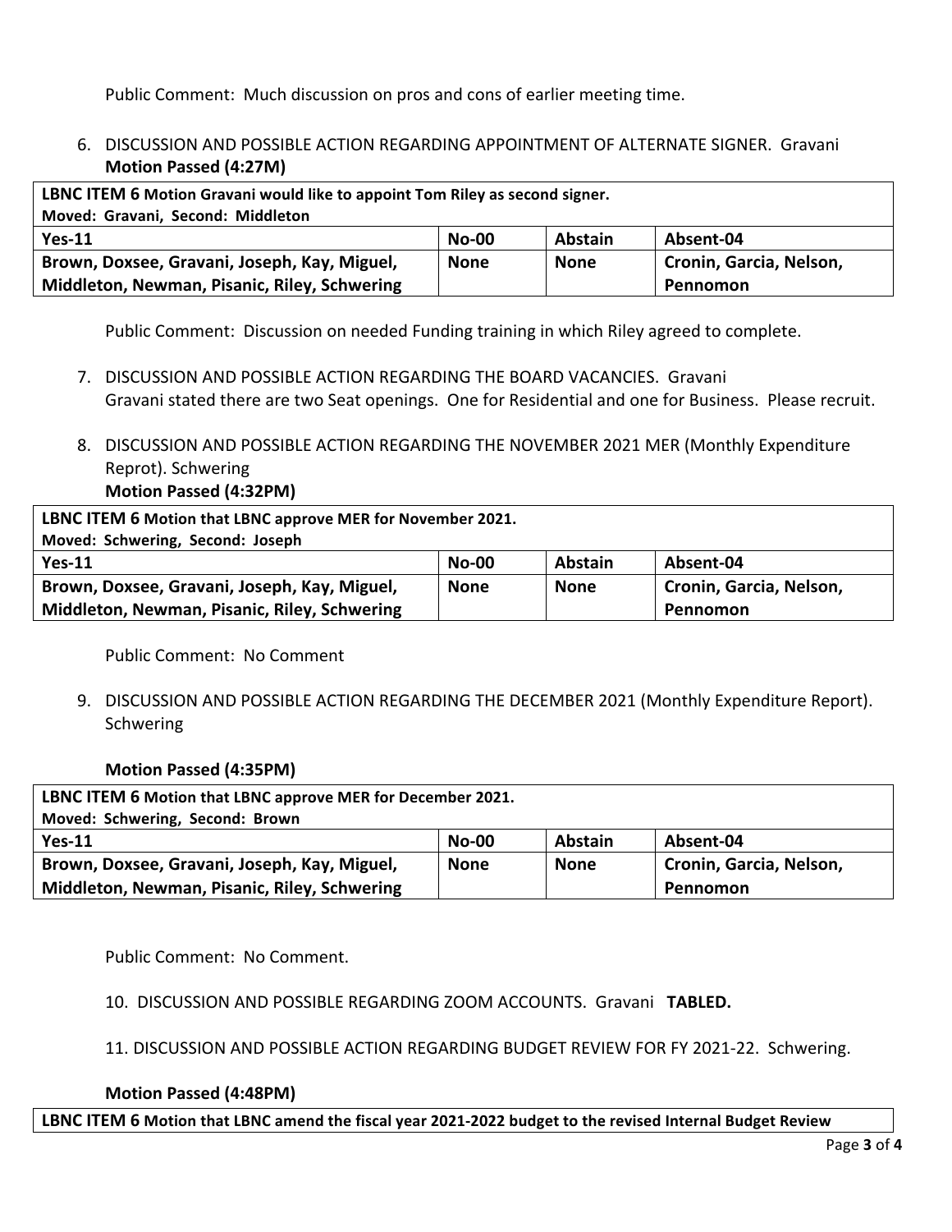Public Comment: Much discussion on pros and cons of earlier meeting time.

6. DISCUSSION AND POSSIBLE ACTION REGARDING APPOINTMENT OF ALTERNATE SIGNER. Gravani
**Motion Passed (4:27M)**

| **LBNC ITEM 6 Motion Gravani would like to appoint Tom Riley as second signer.<br>Moved: Gravani, Second: Middleton** | | | |
|---|---|---|---|
| **Yes-11** | **No-00** | **Abstain** | **Absent-04** |
| **Brown, Doxsee, Gravani, Joseph, Kay, Miguel, Middleton, Newman, Pisanic, Riley, Schwering** | **None** | **None** | **Cronin, Garcia, Nelson, Pennomon** |

Public Comment: Discussion on needed Funding training in which Riley agreed to complete.

7. DISCUSSION AND POSSIBLE ACTION REGARDING THE BOARD VACANCIES. Gravani
Gravani stated there are two Seat openings. One for Residential and one for Business. Please recruit.

8. DISCUSSION AND POSSIBLE ACTION REGARDING THE NOVEMBER 2021 MER (Monthly Expenditure Reprot). Schwering
**Motion Passed (4:32PM)**

| **LBNC ITEM 6 Motion that LBNC approve MER for November 2021.<br>Moved: Schwering, Second: Joseph** | | | |
|---|---|---|---|
| **Yes-11** | **No-00** | **Abstain** | **Absent-04** |
| **Brown, Doxsee, Gravani, Joseph, Kay, Miguel, Middleton, Newman, Pisanic, Riley, Schwering** | **None** | **None** | **Cronin, Garcia, Nelson, Pennomon** |

Public Comment: No Comment

9. DISCUSSION AND POSSIBLE ACTION REGARDING THE DECEMBER 2021 (Monthly Expenditure Report). Schwering

**Motion Passed (4:35PM)**

| **LBNC ITEM 6 Motion that LBNC approve MER for December 2021.<br>Moved: Schwering, Second: Brown** | | | |
|---|---|---|---|
| **Yes-11** | **No-00** | **Abstain** | **Absent-04** |
| **Brown, Doxsee, Gravani, Joseph, Kay, Miguel, Middleton, Newman, Pisanic, Riley, Schwering** | **None** | **None** | **Cronin, Garcia, Nelson, Pennomon** |

Public Comment: No Comment.

10. DISCUSSION AND POSSIBLE REGARDING ZOOM ACCOUNTS. Gravani **TABLED.**

11. DISCUSSION AND POSSIBLE ACTION REGARDING BUDGET REVIEW FOR FY 2021-22. Schwering.

**Motion Passed (4:48PM)**

| **LBNC ITEM 6 Motion that LBNC amend the fiscal year 2021-2022 budget to the revised Internal Budget Review** |
|---|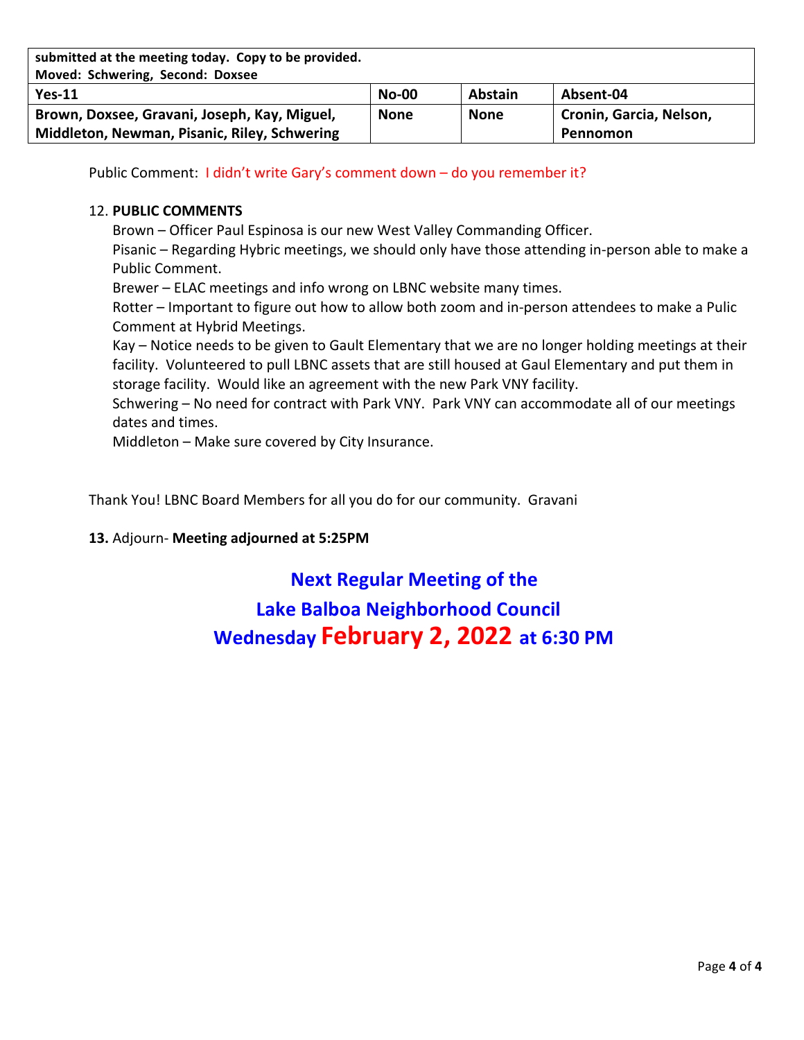| | | | |
|---|---|---|---|
| **submitted at the meeting today. Copy to be provided.** **Moved: Schwering, Second: Doxsee** | | | |
| **Yes-11** | **No-00** | **Abstain** | **Absent-04** |
| **Brown, Doxsee, Gravani, Joseph, Kay, Miguel, Middleton, Newman, Pisanic, Riley, Schwering** | **None** | **None** | **Cronin, Garcia, Nelson, Pennomon** |

Public Comment: I didn't write Gary's comment down – do you remember it?

12. **PUBLIC COMMENTS**

Brown – Officer Paul Espinosa is our new West Valley Commanding Officer.
Pisanic – Regarding Hybric meetings, we should only have those attending in-person able to make a Public Comment.
Brewer – ELAC meetings and info wrong on LBNC website many times.
Rotter – Important to figure out how to allow both zoom and in-person attendees to make a Pulic Comment at Hybrid Meetings.
Kay – Notice needs to be given to Gault Elementary that we are no longer holding meetings at their facility. Volunteered to pull LBNC assets that are still housed at Gaul Elementary and put them in storage facility. Would like an agreement with the new Park VNY facility.
Schwering – No need for contract with Park VNY. Park VNY can accommodate all of our meetings dates and times.
Middleton – Make sure covered by City Insurance.

Thank You! LBNC Board Members for all you do for our community. Gravani

**13.** Adjourn- **Meeting adjourned at 5:25PM**

**Next Regular Meeting of the**
**Lake Balboa Neighborhood Council**
**Wednesday February 2, 2022 at 6:30 PM**